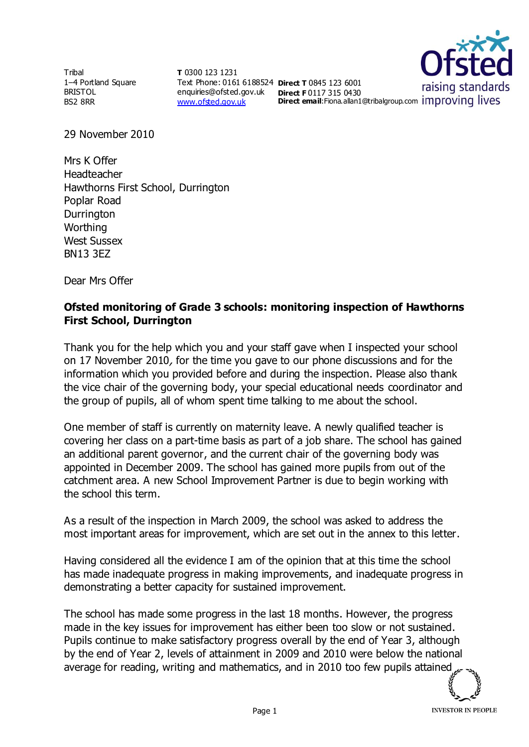Tribal
1–4 Portland Square
BRISTOL
BS2 8RR

**T** 0300 123 1231
Text Phone: 0161 6188524
enquiries@ofsted.gov.uk
www.ofsted.gov.uk

**Direct T** 0845 123 6001
**Direct F** 0117 315 0430
**Direct email**:Fiona.allan1@tribalgroup.com

29 November 2010

Mrs K Offer
Headteacher
Hawthorns First School, Durrington
Poplar Road
Durrington
Worthing
West Sussex
BN13 3EZ

Dear Mrs Offer

**Ofsted monitoring of Grade 3 schools: monitoring inspection of Hawthorns First School, Durrington**

Thank you for the help which you and your staff gave when I inspected your school on 17 November 2010, for the time you gave to our phone discussions and for the information which you provided before and during the inspection. Please also thank the vice chair of the governing body, your special educational needs coordinator and the group of pupils, all of whom spent time talking to me about the school.

One member of staff is currently on maternity leave. A newly qualified teacher is covering her class on a part-time basis as part of a job share. The school has gained an additional parent governor, and the current chair of the governing body was appointed in December 2009. The school has gained more pupils from out of the catchment area. A new School Improvement Partner is due to begin working with the school this term.

As a result of the inspection in March 2009, the school was asked to address the most important areas for improvement, which are set out in the annex to this letter.

Having considered all the evidence I am of the opinion that at this time the school has made inadequate progress in making improvements, and inadequate progress in demonstrating a better capacity for sustained improvement.

The school has made some progress in the last 18 months. However, the progress made in the key issues for improvement has either been too slow or not sustained. Pupils continue to make satisfactory progress overall by the end of Year 3, although by the end of Year 2, levels of attainment in 2009 and 2010 were below the national average for reading, writing and mathematics, and in 2010 too few pupils attained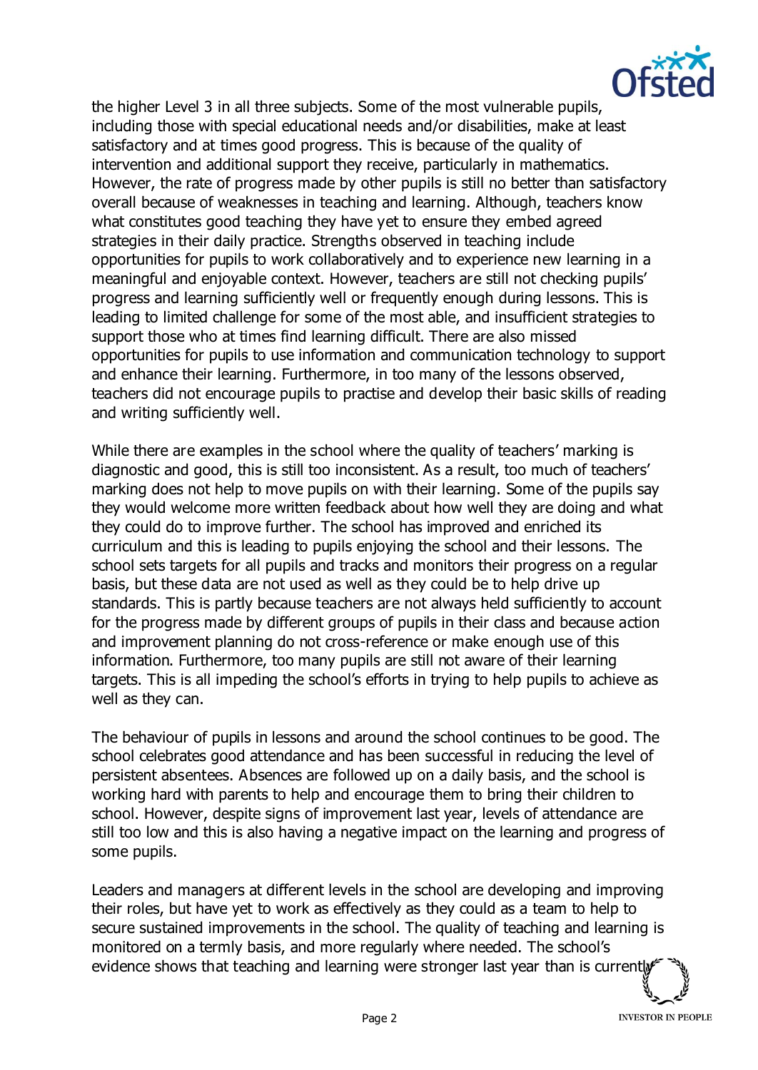the higher Level 3 in all three subjects. Some of the most vulnerable pupils, including those with special educational needs and/or disabilities, make at least satisfactory and at times good progress. This is because of the quality of intervention and additional support they receive, particularly in mathematics. However, the rate of progress made by other pupils is still no better than satisfactory overall because of weaknesses in teaching and learning. Although, teachers know what constitutes good teaching they have yet to ensure they embed agreed strategies in their daily practice. Strengths observed in teaching include opportunities for pupils to work collaboratively and to experience new learning in a meaningful and enjoyable context. However, teachers are still not checking pupils' progress and learning sufficiently well or frequently enough during lessons. This is leading to limited challenge for some of the most able, and insufficient strategies to support those who at times find learning difficult. There are also missed opportunities for pupils to use information and communication technology to support and enhance their learning. Furthermore, in too many of the lessons observed, teachers did not encourage pupils to practise and develop their basic skills of reading and writing sufficiently well.

While there are examples in the school where the quality of teachers' marking is diagnostic and good, this is still too inconsistent. As a result, too much of teachers' marking does not help to move pupils on with their learning. Some of the pupils say they would welcome more written feedback about how well they are doing and what they could do to improve further. The school has improved and enriched its curriculum and this is leading to pupils enjoying the school and their lessons. The school sets targets for all pupils and tracks and monitors their progress on a regular basis, but these data are not used as well as they could be to help drive up standards. This is partly because teachers are not always held sufficiently to account for the progress made by different groups of pupils in their class and because action and improvement planning do not cross-reference or make enough use of this information. Furthermore, too many pupils are still not aware of their learning targets. This is all impeding the school's efforts in trying to help pupils to achieve as well as they can.

The behaviour of pupils in lessons and around the school continues to be good. The school celebrates good attendance and has been successful in reducing the level of persistent absentees. Absences are followed up on a daily basis, and the school is working hard with parents to help and encourage them to bring their children to school. However, despite signs of improvement last year, levels of attendance are still too low and this is also having a negative impact on the learning and progress of some pupils.

Leaders and managers at different levels in the school are developing and improving their roles, but have yet to work as effectively as they could as a team to help to secure sustained improvements in the school. The quality of teaching and learning is monitored on a termly basis, and more regularly where needed. The school's evidence shows that teaching and learning were stronger last year than is currently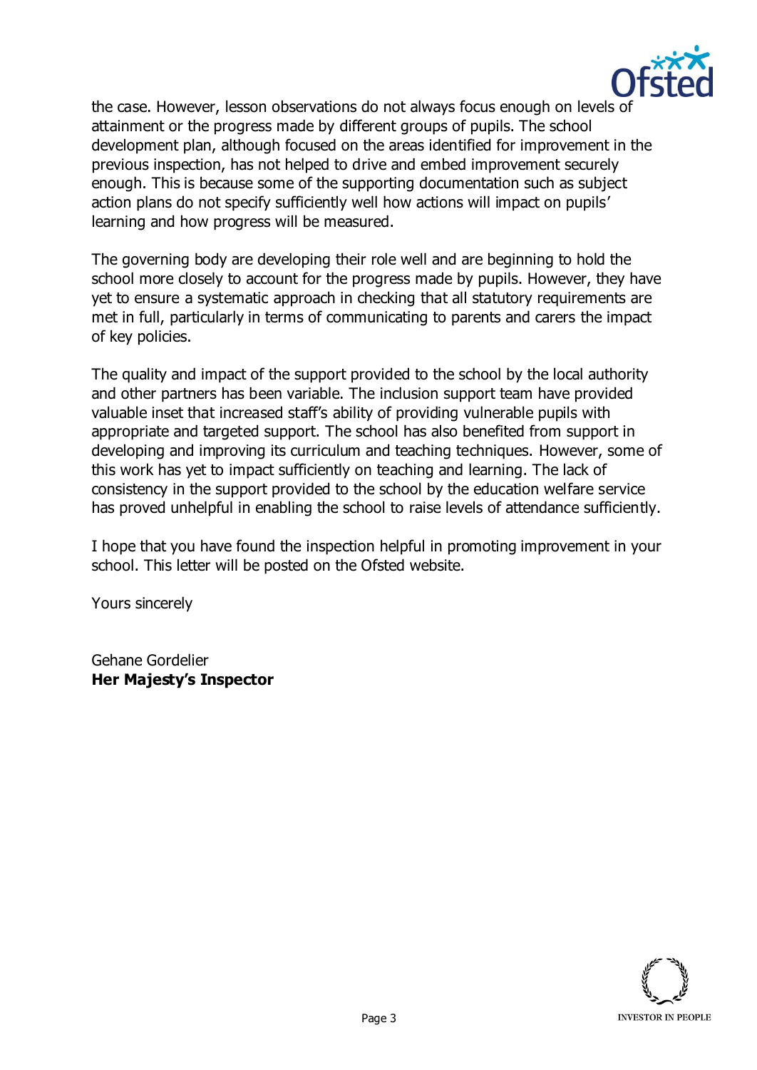the case. However, lesson observations do not always focus enough on levels of attainment or the progress made by different groups of pupils. The school development plan, although focused on the areas identified for improvement in the previous inspection, has not helped to drive and embed improvement securely enough. This is because some of the supporting documentation such as subject action plans do not specify sufficiently well how actions will impact on pupils' learning and how progress will be measured.

The governing body are developing their role well and are beginning to hold the school more closely to account for the progress made by pupils. However, they have yet to ensure a systematic approach in checking that all statutory requirements are met in full, particularly in terms of communicating to parents and carers the impact of key policies.

The quality and impact of the support provided to the school by the local authority and other partners has been variable. The inclusion support team have provided valuable inset that increased staff's ability of providing vulnerable pupils with appropriate and targeted support. The school has also benefited from support in developing and improving its curriculum and teaching techniques. However, some of this work has yet to impact sufficiently on teaching and learning. The lack of consistency in the support provided to the school by the education welfare service has proved unhelpful in enabling the school to raise levels of attendance sufficiently.

I hope that you have found the inspection helpful in promoting improvement in your school. This letter will be posted on the Ofsted website.

Yours sincerely

Gehane Gordelier
**Her Majesty's Inspector**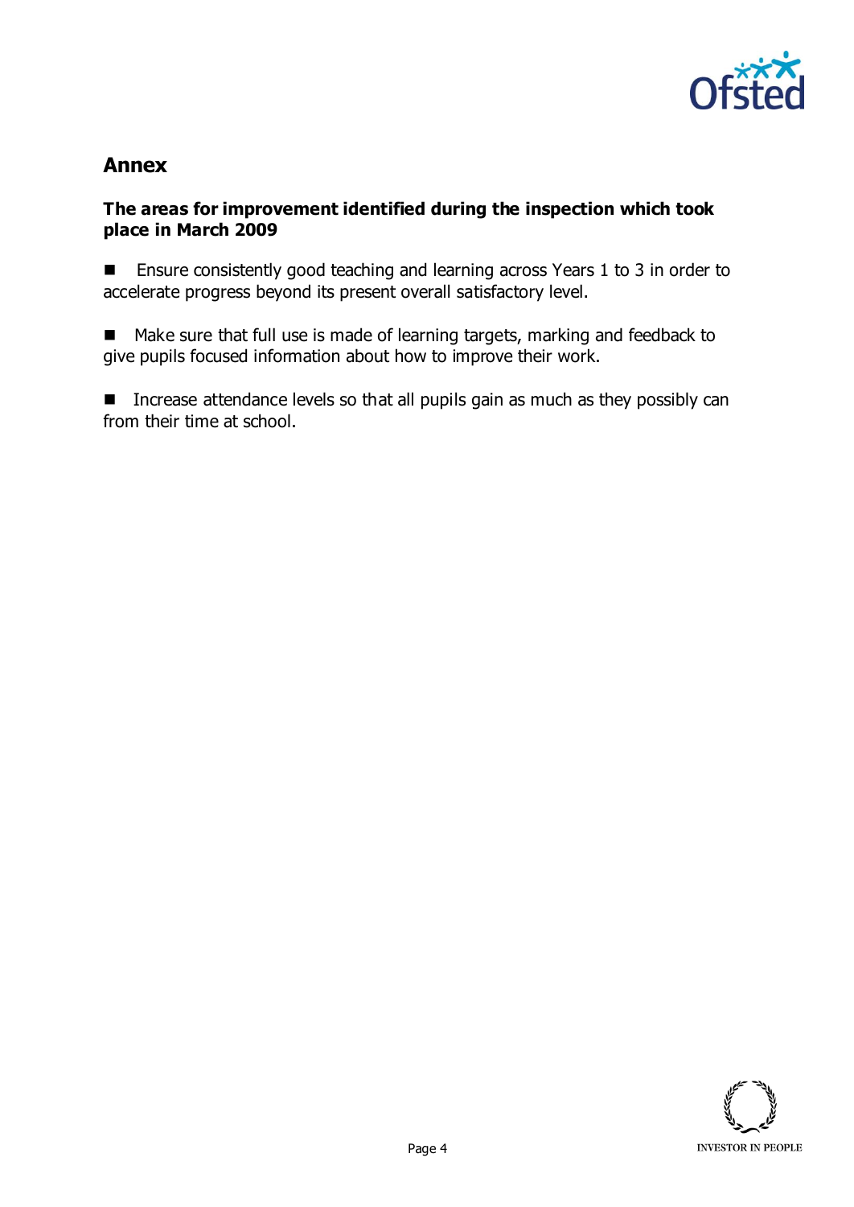## Annex

**The areas for improvement identified during the inspection which took place in March 2009**

- Ensure consistently good teaching and learning across Years 1 to 3 in order to accelerate progress beyond its present overall satisfactory level.

- Make sure that full use is made of learning targets, marking and feedback to give pupils focused information about how to improve their work.

- Increase attendance levels so that all pupils gain as much as they possibly can from their time at school.